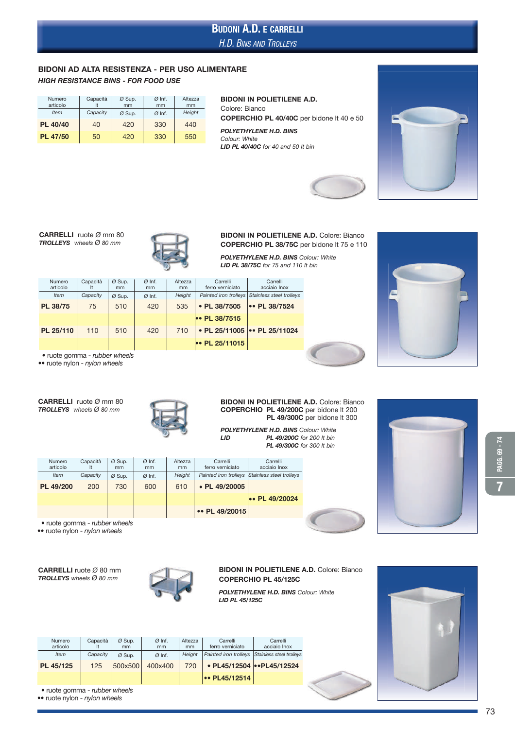# Budoni A.D. e carrelli
## *H.D. Bins and Trolleys*

### BIDONI AD ALTA RESISTENZA - PER USO ALIMENTARE
### *HIGH RESISTANCE BINS - FOR FOOD USE*

| Numero articolo | Capacità lt | Ø Sup. mm | Ø Inf. mm | Altezza mm |
|---|---|---|---|---|
| *Item* | *Capacity* | *Ø Sup.* | *Ø Inf.* | *Height* |
| **PL 40/40** | 40 | 420 | 330 | 440 |
| **PL 47/50** | 50 | 420 | 330 | 550 |

**BIDONI IN POLIETILENE A.D.**
Colore: Bianco
**COPERCHIO PL 40/40C** per bidone lt 40 e 50

***POLYETHYLENE H.D. BINS***
*Colour: White*
***LID PL 40/40C** for 40 and 50 lt bin*

---

**CARRELLI** ruote Ø mm 80
***TROLLEYS** wheels Ø 80 mm*

**BIDONI IN POLIETILENE A.D.** Colore: Bianco
**COPERCHIO PL 38/75C** per bidone lt 75 e 110

***POLYETHYLENE H.D. BINS** Colour: White*
***LID PL 38/75C** for 75 and 110 lt bin*

| Numero articolo | Capacità lt | Ø Sup. mm | Ø Inf. mm | Altezza mm | Carrelli ferro verniciato | Carrelli acciaio Inox |
|---|---|---|---|---|---|---|
| *Item* | *Capacity* | *Ø Sup.* | *Ø Inf.* | *Height* | *Painted iron trolleys* | *Stainless steel trolleys* |
| **PL 38/75** | 75 | 510 | 420 | 535 | • **PL 38/7505** | •• **PL 38/7524** |
| | | | | | •• **PL 38/7515** | |
| **PL 25/110** | 110 | 510 | 420 | 710 | • **PL 25/11005** | •• **PL 25/11024** |
| | | | | | •• **PL 25/11015** | |

• ruote gomma - *rubber wheels*
•• ruote nylon - *nylon wheels*

---

**CARRELLI** ruote Ø mm 80
***TROLLEYS** wheels Ø 80 mm*

**BIDONI IN POLIETILENE A.D.** Colore: Bianco
**COPERCHIO PL 49/200C** per bidone lt 200
**PL 49/300C** per bidone lt 300

***POLYETHYLENE H.D. BINS** Colour: White*
***LID PL 49/200C** for 200 lt bin*
***PL 49/300C** for 300 lt bin*

| Numero articolo | Capacità lt | Ø Sup. mm | Ø Inf. mm | Altezza mm | Carrelli ferro verniciato | Carrelli acciaio Inox |
|---|---|---|---|---|---|---|
| *Item* | *Capacity* | *Ø Sup.* | *Ø Inf.* | *Height* | *Painted iron trolleys* | *Stainless steel trolleys* |
| **PL 49/200** | 200 | 730 | 600 | 610 | • **PL 49/20005** | |
| | | | | | | •• **PL 49/20024** |
| | | | | | •• **PL 49/20015** | |

• ruote gomma - *rubber wheels*
•• ruote nylon - *nylon wheels*

---

**CARRELLI** ruote Ø 80 mm
***TROLLEYS** wheels Ø 80 mm*

**BIDONI IN POLIETILENE A.D.** Colore: Bianco
**COPERCHIO PL 45/125C**

***POLYETHYLENE H.D. BINS** Colour: White*
***LID PL 45/125C***

| Numero articolo | Capacità lt | Ø Sup. mm | Ø Inf. mm | Altezza mm | Carrelli ferro verniciato | Carrelli acciaio Inox |
|---|---|---|---|---|---|---|
| *Item* | *Capacity* | *Ø Sup.* | *Ø Inf.* | *Height* | *Painted iron trolleys* | *Stainless steel trolleys* |
| **PL 45/125** | 125 | 500x500 | 400x400 | 720 | • **PL45/12504** | ••**PL45/12524** |
| | | | | | •• **PL45/12514** | |

• ruote gomma - *rubber wheels*
•• ruote nylon - *nylon wheels*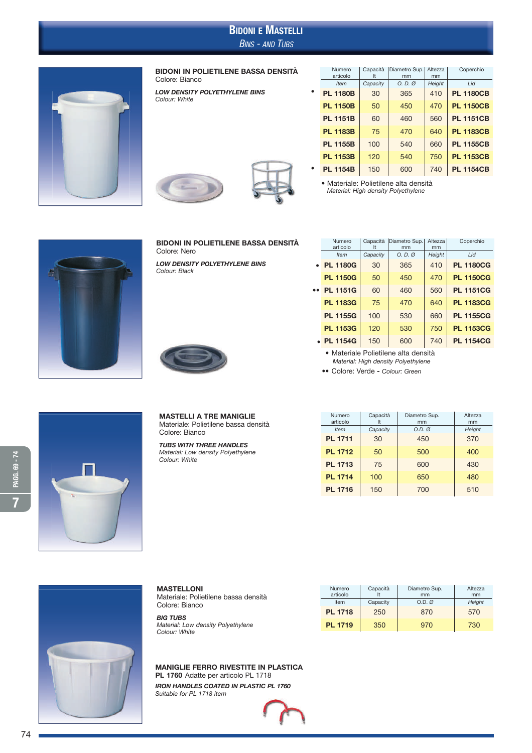# BIDONI E MASTELLI
## BINS - AND TUBS

### BIDONI IN POLIETILENE BASSA DENSITÀ
Colore: Bianco

*LOW DENSITY POLYETHYLENE BINS*
*Colour: White*

| | Numero articolo *Item* | Capacità lt *Capacity* | Diametro Sup. mm *O. D. Ø* | Altezza mm *Height* | Coperchio *Lid* |
|---|---|---|---|---|---|
| • | **PL 1180B** | 30 | 365 | 410 | **PL 1180CB** |
| | **PL 1150B** | 50 | 450 | 470 | **PL 1150CB** |
| | **PL 1151B** | 60 | 460 | 560 | **PL 1151CB** |
| | **PL 1183B** | 75 | 470 | 640 | **PL 1183CB** |
| | **PL 1155B** | 100 | 540 | 660 | **PL 1155CB** |
| | **PL 1153B** | 120 | 540 | 750 | **PL 1153CB** |
| • | **PL 1154B** | 150 | 600 | 740 | **PL 1154CB** |

• Materiale: Polietilene alta densità
*Material: High density Polyethylene*

### BIDONI IN POLIETILENE BASSA DENSITÀ
Colore: Nero

*LOW DENSITY POLYETHYLENE BINS*
*Colour: Black*

| | Numero articolo *Item* | Capacità lt *Capacity* | Diametro Sup. mm *O. D. Ø* | Altezza mm *Height* | Coperchio *Lid* |
|---|---|---|---|---|---|
| • | **PL 1180G** | 30 | 365 | 410 | **PL 1180CG** |
| | **PL 1150G** | 50 | 450 | 470 | **PL 1150CG** |
| •• | **PL 1151G** | 60 | 460 | 560 | **PL 1151CG** |
| | **PL 1183G** | 75 | 470 | 640 | **PL 1183CG** |
| | **PL 1155G** | 100 | 530 | 660 | **PL 1155CG** |
| | **PL 1153G** | 120 | 530 | 750 | **PL 1153CG** |
| • | **PL 1154G** | 150 | 600 | 740 | **PL 1154CG** |

• Materiale Polietilene alta densità
*Material: High density Polyethylene*

•• Colore: Verde - *Colour: Green*

### MASTELLI A TRE MANIGLIE
Materiale: Polietilene bassa densità
Colore: Bianco

***TUBS WITH THREE HANDLES***
*Material: Low density Polyethylene*
*Colour: White*

| Numero articolo *Item* | Capacità lt *Capacity* | Diametro Sup. mm *O.D. Ø* | Altezza mm *Height* |
|---|---|---|---|
| **PL 1711** | 30 | 450 | 370 |
| **PL 1712** | 50 | 500 | 400 |
| **PL 1713** | 75 | 600 | 430 |
| **PL 1714** | 100 | 650 | 480 |
| **PL 1716** | 150 | 700 | 510 |

### MASTELLONI
Materiale: Polietilene bassa densità
Colore: Bianco

***BIG TUBS***
*Material: Low density Polyethylene*
*Colour: White*

| Numero articolo Item | Capacità lt Capacity | Diametro Sup. mm O.D. Ø | Altezza mm *Height* |
|---|---|---|---|
| **PL 1718** | 250 | 870 | 570 |
| **PL 1719** | 350 | 970 | 730 |

### MANIGLIE FERRO RIVESTITE IN PLASTICA
**PL 1760** Adatte per articolo PL 1718

***IRON HANDLES COATED IN PLASTIC PL 1760***
*Suitable for PL 1718 item*